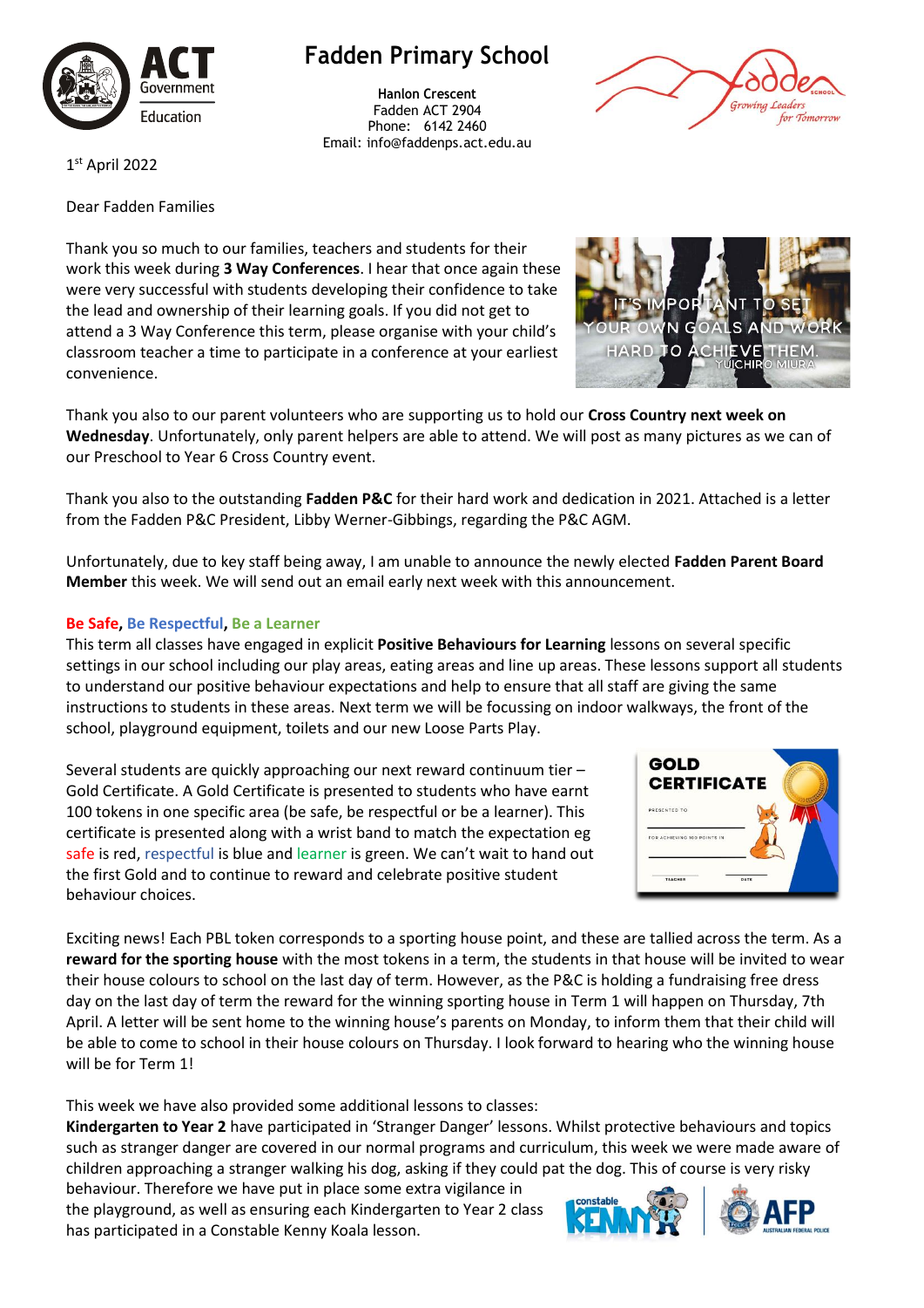# Fadden Primary School

**Hanlon Crescent**
Fadden ACT 2904
Phone: 6142 2460
Email: info@faddenps.act.edu.au

1st April 2022

Dear Fadden Families

Thank you so much to our families, teachers and students for their work this week during **3 Way Conferences**. I hear that once again these were very successful with students developing their confidence to take the lead and ownership of their learning goals. If you did not get to attend a 3 Way Conference this term, please organise with your child's classroom teacher a time to participate in a conference at your earliest convenience.

Thank you also to our parent volunteers who are supporting us to hold our **Cross Country next week on Wednesday**. Unfortunately, only parent helpers are able to attend. We will post as many pictures as we can of our Preschool to Year 6 Cross Country event.

Thank you also to the outstanding **Fadden P&C** for their hard work and dedication in 2021. Attached is a letter from the Fadden P&C President, Libby Werner-Gibbings, regarding the P&C AGM.

Unfortunately, due to key staff being away, I am unable to announce the newly elected **Fadden Parent Board Member** this week. We will send out an email early next week with this announcement.

**Be Safe, Be Respectful, Be a Learner**

This term all classes have engaged in explicit **Positive Behaviours for Learning** lessons on several specific settings in our school including our play areas, eating areas and line up areas. These lessons support all students to understand our positive behaviour expectations and help to ensure that all staff are giving the same instructions to students in these areas. Next term we will be focussing on indoor walkways, the front of the school, playground equipment, toilets and our new Loose Parts Play.

Several students are quickly approaching our next reward continuum tier – Gold Certificate. A Gold Certificate is presented to students who have earnt 100 tokens in one specific area (be safe, be respectful or be a learner). This certificate is presented along with a wrist band to match the expectation eg safe is red, respectful is blue and learner is green. We can't wait to hand out the first Gold and to continue to reward and celebrate positive student behaviour choices.

Exciting news! Each PBL token corresponds to a sporting house point, and these are tallied across the term. As a **reward for the sporting house** with the most tokens in a term, the students in that house will be invited to wear their house colours to school on the last day of term. However, as the P&C is holding a fundraising free dress day on the last day of term the reward for the winning sporting house in Term 1 will happen on Thursday, 7th April. A letter will be sent home to the winning house's parents on Monday, to inform them that their child will be able to come to school in their house colours on Thursday. I look forward to hearing who the winning house will be for Term 1!

This week we have also provided some additional lessons to classes:

**Kindergarten to Year 2** have participated in 'Stranger Danger' lessons. Whilst protective behaviours and topics such as stranger danger are covered in our normal programs and curriculum, this week we were made aware of children approaching a stranger walking his dog, asking if they could pat the dog. This of course is very risky behaviour. Therefore we have put in place some extra vigilance in the playground, as well as ensuring each Kindergarten to Year 2 class has participated in a Constable Kenny Koala lesson.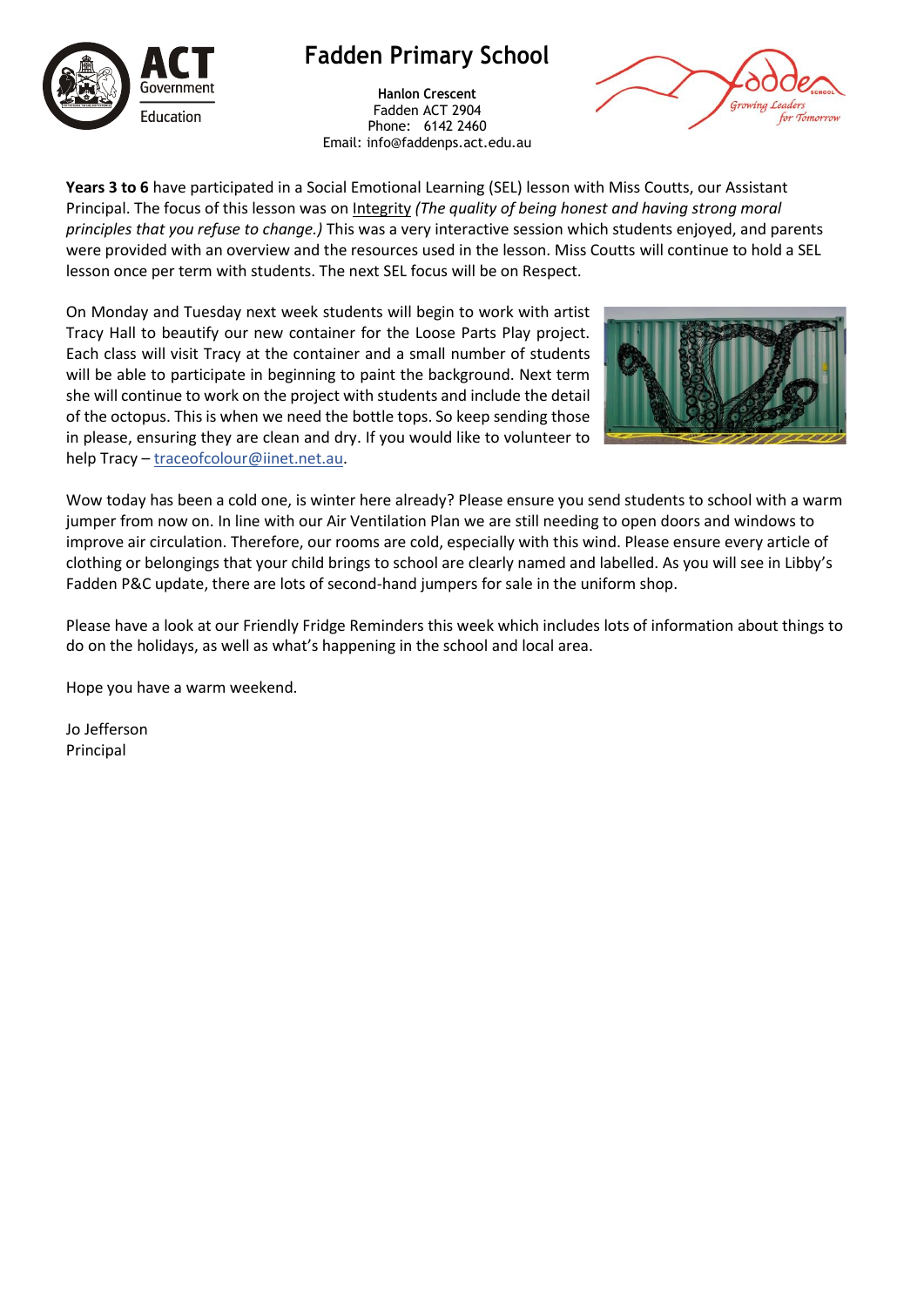# Fadden Primary School

**Hanlon Crescent**
Fadden ACT 2904
Phone: 6142 2460
Email: info@faddenps.act.edu.au

**Years 3 to 6** have participated in a Social Emotional Learning (SEL) lesson with Miss Coutts, our Assistant Principal. The focus of this lesson was on Integrity *(The quality of being honest and having strong moral principles that you refuse to change.)* This was a very interactive session which students enjoyed, and parents were provided with an overview and the resources used in the lesson. Miss Coutts will continue to hold a SEL lesson once per term with students. The next SEL focus will be on Respect.

On Monday and Tuesday next week students will begin to work with artist Tracy Hall to beautify our new container for the Loose Parts Play project. Each class will visit Tracy at the container and a small number of students will be able to participate in beginning to paint the background. Next term she will continue to work on the project with students and include the detail of the octopus. This is when we need the bottle tops. So keep sending those in please, ensuring they are clean and dry. If you would like to volunteer to help Tracy – traceofcolour@iinet.net.au.

Wow today has been a cold one, is winter here already? Please ensure you send students to school with a warm jumper from now on. In line with our Air Ventilation Plan we are still needing to open doors and windows to improve air circulation. Therefore, our rooms are cold, especially with this wind. Please ensure every article of clothing or belongings that your child brings to school are clearly named and labelled. As you will see in Libby's Fadden P&C update, there are lots of second-hand jumpers for sale in the uniform shop.

Please have a look at our Friendly Fridge Reminders this week which includes lots of information about things to do on the holidays, as well as what's happening in the school and local area.

Hope you have a warm weekend.

Jo Jefferson
Principal